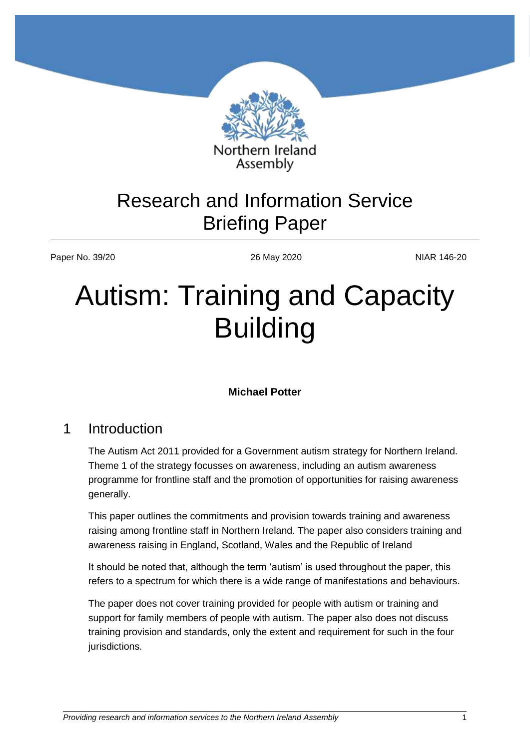Northern Ireland Assembly

# Research and Information Service Briefing Paper

Paper No. 39/20 | 26 May 2020 | NIAR 146-20

# Autism: Training and Capacity Building

**Michael Potter**

## 1 Introduction

The Autism Act 2011 provided for a Government autism strategy for Northern Ireland. Theme 1 of the strategy focusses on awareness, including an autism awareness programme for frontline staff and the promotion of opportunities for raising awareness generally.

This paper outlines the commitments and provision towards training and awareness raising among frontline staff in Northern Ireland. The paper also considers training and awareness raising in England, Scotland, Wales and the Republic of Ireland

It should be noted that, although the term 'autism' is used throughout the paper, this refers to a spectrum for which there is a wide range of manifestations and behaviours.

The paper does not cover training provided for people with autism or training and support for family members of people with autism. The paper also does not discuss training provision and standards, only the extent and requirement for such in the four jurisdictions.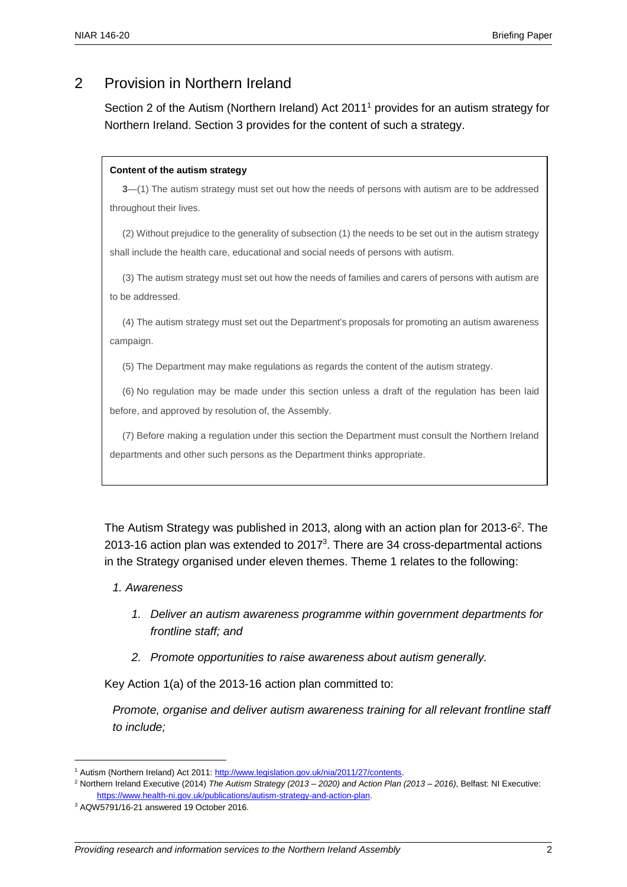## 2 Provision in Northern Ireland

Section 2 of the Autism (Northern Ireland) Act 2011[1] provides for an autism strategy for Northern Ireland. Section 3 provides for the content of such a strategy.

> **Content of the autism strategy**
>
> **3**—(1) The autism strategy must set out how the needs of persons with autism are to be addressed throughout their lives.
>
> (2) Without prejudice to the generality of subsection (1) the needs to be set out in the autism strategy shall include the health care, educational and social needs of persons with autism.
>
> (3) The autism strategy must set out how the needs of families and carers of persons with autism are to be addressed.
>
> (4) The autism strategy must set out the Department's proposals for promoting an autism awareness campaign.
>
> (5) The Department may make regulations as regards the content of the autism strategy.
>
> (6) No regulation may be made under this section unless a draft of the regulation has been laid before, and approved by resolution of, the Assembly.
>
> (7) Before making a regulation under this section the Department must consult the Northern Ireland departments and other such persons as the Department thinks appropriate.

The Autism Strategy was published in 2013, along with an action plan for 2013-6[2]. The 2013-16 action plan was extended to 2017[3]. There are 34 cross-departmental actions in the Strategy organised under eleven themes. Theme 1 relates to the following:

*1. Awareness*

1. *Deliver an autism awareness programme within government departments for frontline staff; and*
2. *Promote opportunities to raise awareness about autism generally.*

Key Action 1(a) of the 2013-16 action plan committed to:

*Promote, organise and deliver autism awareness training for all relevant frontline staff to include;*

---

[1] Autism (Northern Ireland) Act 2011: http://www.legislation.gov.uk/nia/2011/27/contents.

[2] Northern Ireland Executive (2014) *The Autism Strategy (2013 – 2020) and Action Plan (2013 – 2016)*, Belfast: NI Executive: https://www.health-ni.gov.uk/publications/autism-strategy-and-action-plan.

[3] AQW5791/16-21 answered 19 October 2016.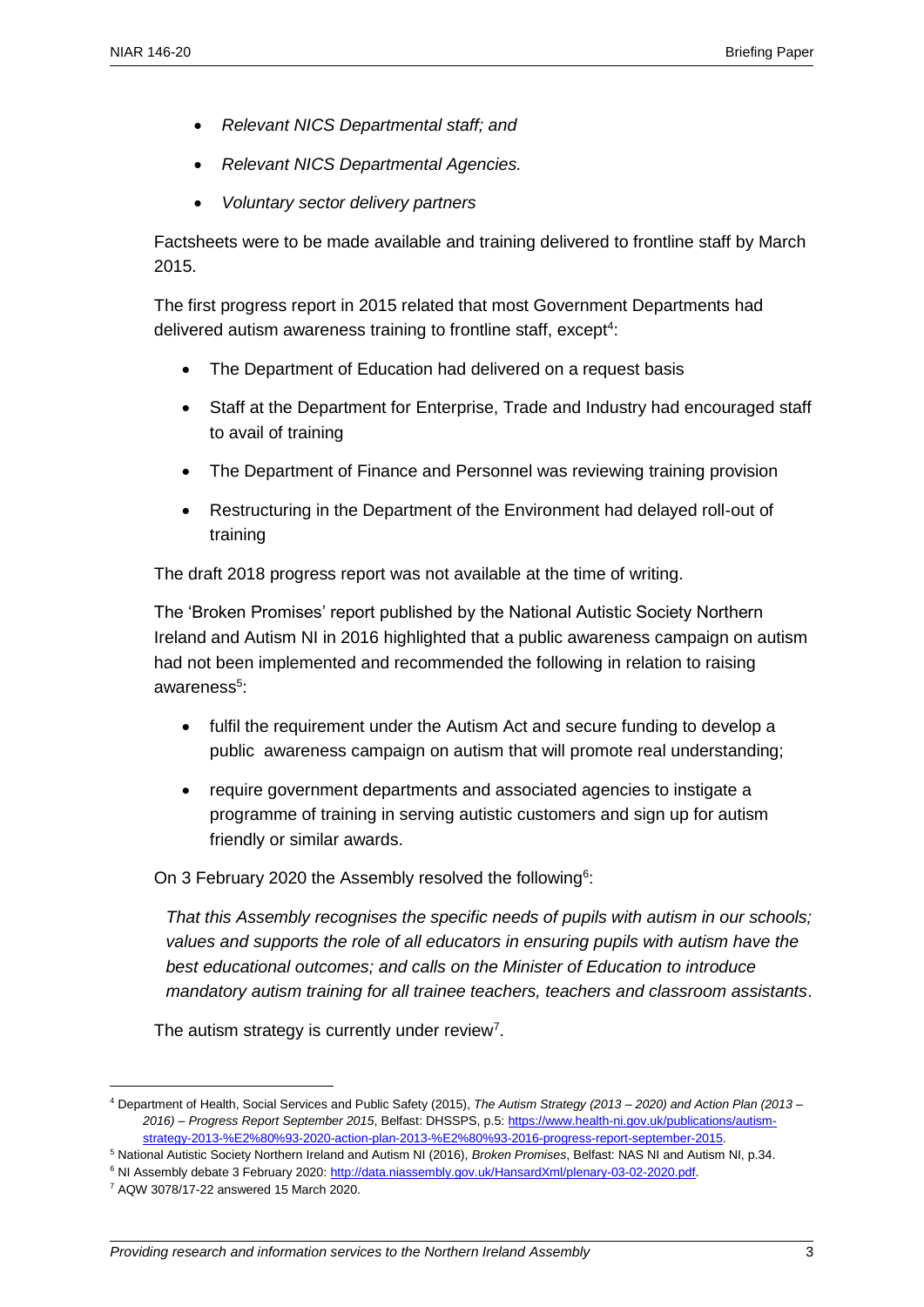- *Relevant NICS Departmental staff; and*
- *Relevant NICS Departmental Agencies.*
- *Voluntary sector delivery partners*

Factsheets were to be made available and training delivered to frontline staff by March 2015.

The first progress report in 2015 related that most Government Departments had delivered autism awareness training to frontline staff, except[4]:

- The Department of Education had delivered on a request basis
- Staff at the Department for Enterprise, Trade and Industry had encouraged staff to avail of training
- The Department of Finance and Personnel was reviewing training provision
- Restructuring in the Department of the Environment had delayed roll-out of training

The draft 2018 progress report was not available at the time of writing.

The 'Broken Promises' report published by the National Autistic Society Northern Ireland and Autism NI in 2016 highlighted that a public awareness campaign on autism had not been implemented and recommended the following in relation to raising awareness[5]:

- fulfil the requirement under the Autism Act and secure funding to develop a public awareness campaign on autism that will promote real understanding;
- require government departments and associated agencies to instigate a programme of training in serving autistic customers and sign up for autism friendly or similar awards.

On 3 February 2020 the Assembly resolved the following[6]:

*That this Assembly recognises the specific needs of pupils with autism in our schools; values and supports the role of all educators in ensuring pupils with autism have the best educational outcomes; and calls on the Minister of Education to introduce mandatory autism training for all trainee teachers, teachers and classroom assistants*.

The autism strategy is currently under review[7].

---

[4] Department of Health, Social Services and Public Safety (2015), *The Autism Strategy (2013 – 2020) and Action Plan (2013 – 2016) – Progress Report September 2015*, Belfast: DHSSPS, p.5: https://www.health-ni.gov.uk/publications/autism-strategy-2013-%E2%80%93-2020-action-plan-2013-%E2%80%93-2016-progress-report-september-2015.

[5] National Autistic Society Northern Ireland and Autism NI (2016), *Broken Promises*, Belfast: NAS NI and Autism NI, p.34.

[6] NI Assembly debate 3 February 2020: http://data.niassembly.gov.uk/HansardXml/plenary-03-02-2020.pdf.

[7] AQW 3078/17-22 answered 15 March 2020.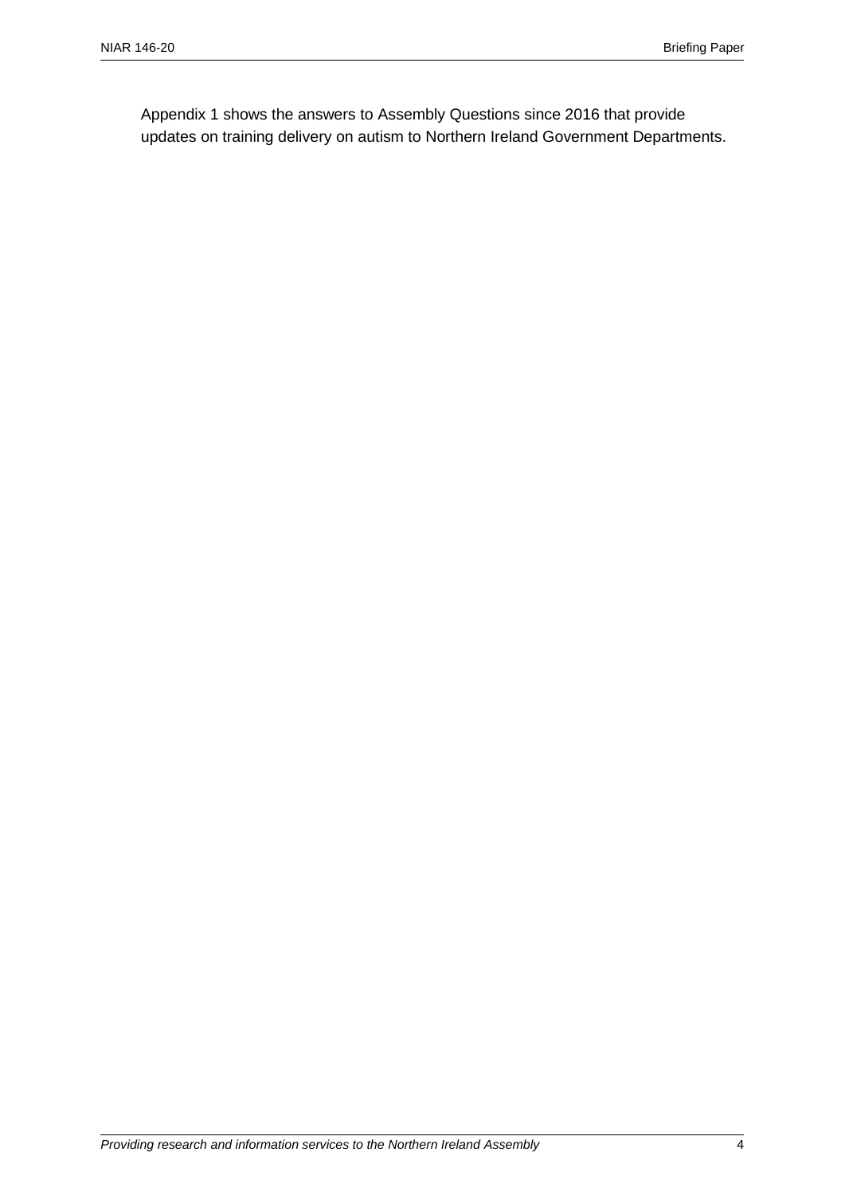Appendix 1 shows the answers to Assembly Questions since 2016 that provide updates on training delivery on autism to Northern Ireland Government Departments.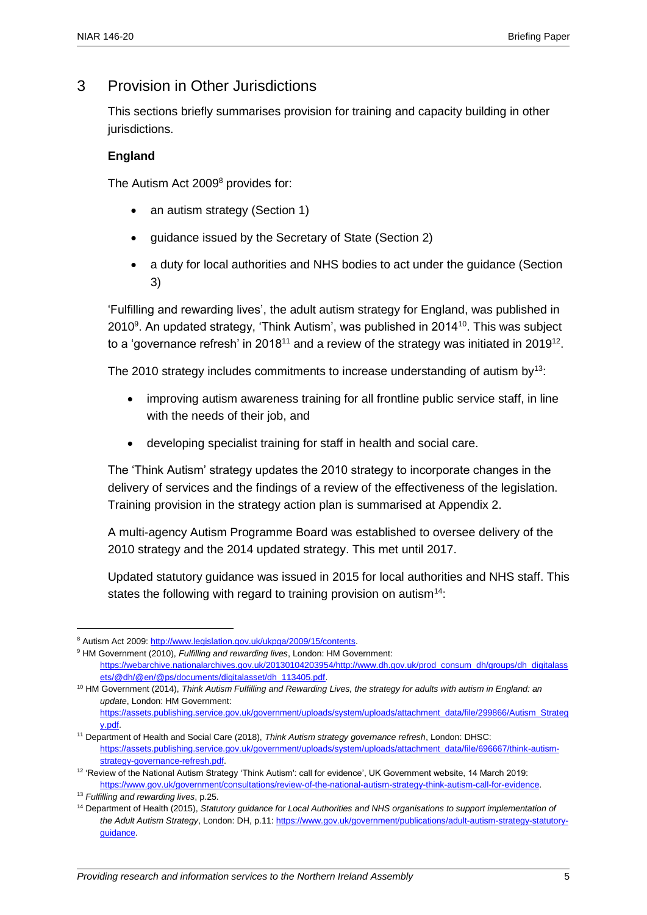## 3 Provision in Other Jurisdictions

This sections briefly summarises provision for training and capacity building in other jurisdictions.

**England**

The Autism Act 2009[8] provides for:

- an autism strategy (Section 1)
- guidance issued by the Secretary of State (Section 2)
- a duty for local authorities and NHS bodies to act under the guidance (Section 3)

'Fulfilling and rewarding lives', the adult autism strategy for England, was published in 2010[9]. An updated strategy, 'Think Autism', was published in 2014[10]. This was subject to a 'governance refresh' in 2018[11] and a review of the strategy was initiated in 2019[12].

The 2010 strategy includes commitments to increase understanding of autism by[13]:

- improving autism awareness training for all frontline public service staff, in line with the needs of their job, and
- developing specialist training for staff in health and social care.

The 'Think Autism' strategy updates the 2010 strategy to incorporate changes in the delivery of services and the findings of a review of the effectiveness of the legislation. Training provision in the strategy action plan is summarised at Appendix 2.

A multi-agency Autism Programme Board was established to oversee delivery of the 2010 strategy and the 2014 updated strategy. This met until 2017.

Updated statutory guidance was issued in 2015 for local authorities and NHS staff. This states the following with regard to training provision on autism[14]:

---

[8] Autism Act 2009: http://www.legislation.gov.uk/ukpga/2009/15/contents.

[9] HM Government (2010), *Fulfilling and rewarding lives*, London: HM Government: https://webarchive.nationalarchives.gov.uk/20130104203954/http://www.dh.gov.uk/prod_consum_dh/groups/dh_digitalassets/@dh/@en/@ps/documents/digitalasset/dh_113405.pdf.

[10] HM Government (2014), *Think Autism Fulfilling and Rewarding Lives, the strategy for adults with autism in England: an update*, London: HM Government: https://assets.publishing.service.gov.uk/government/uploads/system/uploads/attachment_data/file/299866/Autism_Strategy.pdf.

[11] Department of Health and Social Care (2018), *Think Autism strategy governance refresh*, London: DHSC: https://assets.publishing.service.gov.uk/government/uploads/system/uploads/attachment_data/file/696667/think-autism-strategy-governance-refresh.pdf.

[12] 'Review of the National Autism Strategy 'Think Autism': call for evidence', UK Government website, 14 March 2019: https://www.gov.uk/government/consultations/review-of-the-national-autism-strategy-think-autism-call-for-evidence.

[13] *Fulfilling and rewarding lives*, p.25.

[14] Department of Health (2015), *Statutory guidance for Local Authorities and NHS organisations to support implementation of the Adult Autism Strategy*, London: DH, p.11: https://www.gov.uk/government/publications/adult-autism-strategy-statutory-guidance.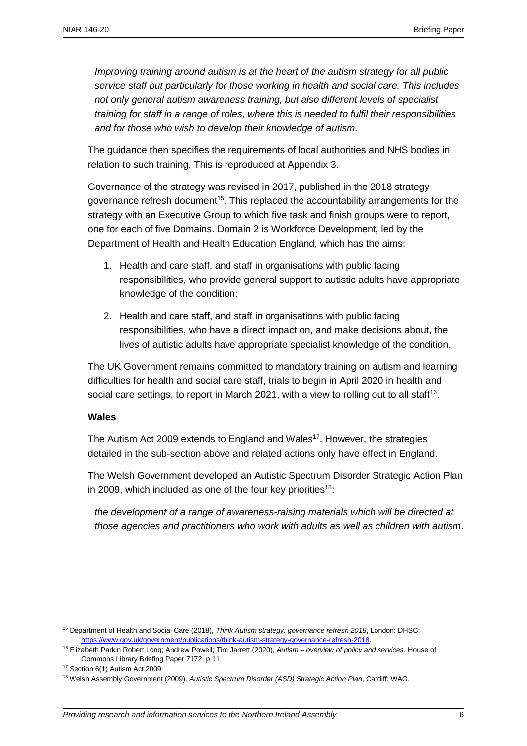*Improving training around autism is at the heart of the autism strategy for all public service staff but particularly for those working in health and social care. This includes not only general autism awareness training, but also different levels of specialist training for staff in a range of roles, where this is needed to fulfil their responsibilities and for those who wish to develop their knowledge of autism.*

The guidance then specifies the requirements of local authorities and NHS bodies in relation to such training. This is reproduced at Appendix 3.

Governance of the strategy was revised in 2017, published in the 2018 strategy governance refresh document[15]. This replaced the accountability arrangements for the strategy with an Executive Group to which five task and finish groups were to report, one for each of five Domains. Domain 2 is Workforce Development, led by the Department of Health and Health Education England, which has the aims:

1. Health and care staff, and staff in organisations with public facing responsibilities, who provide general support to autistic adults have appropriate knowledge of the condition;
2. Health and care staff, and staff in organisations with public facing responsibilities, who have a direct impact on, and make decisions about, the lives of autistic adults have appropriate specialist knowledge of the condition.

The UK Government remains committed to mandatory training on autism and learning difficulties for health and social care staff, trials to begin in April 2020 in health and social care settings, to report in March 2021, with a view to rolling out to all staff[16].

### Wales

The Autism Act 2009 extends to England and Wales[17]. However, the strategies detailed in the sub-section above and related actions only have effect in England.

The Welsh Government developed an Autistic Spectrum Disorder Strategic Action Plan in 2009, which included as one of the four key priorities[18]:

*the development of a range of awareness-raising materials which will be directed at those agencies and practitioners who work with adults as well as children with autism*.

---

[15] Department of Health and Social Care (2018), *Think Autism strategy: governance refresh 2018*, London: DHSC: https://www.gov.uk/government/publications/think-autism-strategy-governance-refresh-2018.

[16] Elizabeth Parkin Robert Long; Andrew Powell; Tim Jarrett (2020), *Autism – overview of policy and services*, House of Commons Library Briefing Paper 7172, p.11.

[17] Section 6(1) Autism Act 2009.

[18] Welsh Assembly Government (2009), *Autistic Spectrum Disorder (ASD) Strategic Action Plan*, Cardiff: WAG.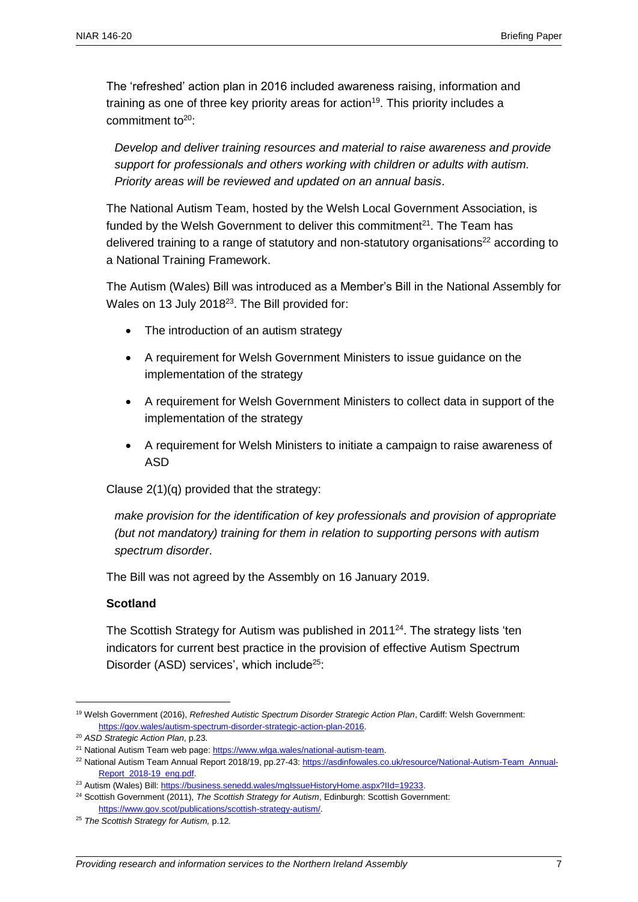The 'refreshed' action plan in 2016 included awareness raising, information and training as one of three key priority areas for action[19]. This priority includes a commitment to[20]:

> *Develop and deliver training resources and material to raise awareness and provide support for professionals and others working with children or adults with autism. Priority areas will be reviewed and updated on an annual basis*.

The National Autism Team, hosted by the Welsh Local Government Association, is funded by the Welsh Government to deliver this commitment[21]. The Team has delivered training to a range of statutory and non-statutory organisations[22] according to a National Training Framework.

The Autism (Wales) Bill was introduced as a Member's Bill in the National Assembly for Wales on 13 July 2018[23]. The Bill provided for:

- The introduction of an autism strategy
- A requirement for Welsh Government Ministers to issue guidance on the implementation of the strategy
- A requirement for Welsh Government Ministers to collect data in support of the implementation of the strategy
- A requirement for Welsh Ministers to initiate a campaign to raise awareness of ASD

Clause 2(1)(q) provided that the strategy:

> *make provision for the identification of key professionals and provision of appropriate (but not mandatory) training for them in relation to supporting persons with autism spectrum disorder*.

The Bill was not agreed by the Assembly on 16 January 2019.

### Scotland

The Scottish Strategy for Autism was published in 2011[24]. The strategy lists 'ten indicators for current best practice in the provision of effective Autism Spectrum Disorder (ASD) services', which include[25]:

---

[19] Welsh Government (2016), *Refreshed Autistic Spectrum Disorder Strategic Action Plan*, Cardiff: Welsh Government: https://gov.wales/autism-spectrum-disorder-strategic-action-plan-2016.

[20] *ASD Strategic Action Plan*, p.23.

[21] National Autism Team web page: https://www.wlga.wales/national-autism-team.

[22] National Autism Team Annual Report 2018/19, pp.27-43: https://asdinfowales.co.uk/resource/National-Autism-Team_Annual-Report_2018-19_eng.pdf.

[23] Autism (Wales) Bill: https://business.senedd.wales/mgIssueHistoryHome.aspx?IId=19233.

[24] Scottish Government (2011), *The Scottish Strategy for Autism*, Edinburgh: Scottish Government: https://www.gov.scot/publications/scottish-strategy-autism/.

[25] *The Scottish Strategy for Autism,* p.12.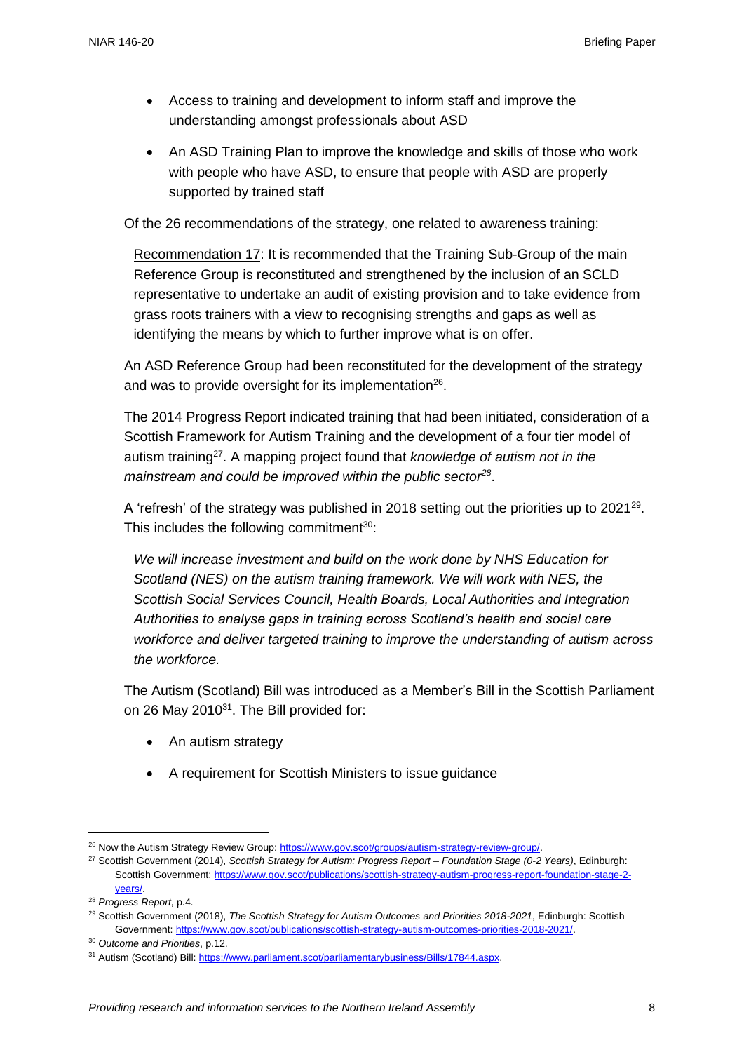- Access to training and development to inform staff and improve the understanding amongst professionals about ASD
- An ASD Training Plan to improve the knowledge and skills of those who work with people who have ASD, to ensure that people with ASD are properly supported by trained staff

Of the 26 recommendations of the strategy, one related to awareness training:

> Recommendation 17: It is recommended that the Training Sub-Group of the main Reference Group is reconstituted and strengthened by the inclusion of an SCLD representative to undertake an audit of existing provision and to take evidence from grass roots trainers with a view to recognising strengths and gaps as well as identifying the means by which to further improve what is on offer.

An ASD Reference Group had been reconstituted for the development of the strategy and was to provide oversight for its implementation[26].

The 2014 Progress Report indicated training that had been initiated, consideration of a Scottish Framework for Autism Training and the development of a four tier model of autism training[27]. A mapping project found that *knowledge of autism not in the mainstream and could be improved within the public sector[28]*.

A 'refresh' of the strategy was published in 2018 setting out the priorities up to 2021[29]. This includes the following commitment[30]:

> *We will increase investment and build on the work done by NHS Education for Scotland (NES) on the autism training framework. We will work with NES, the Scottish Social Services Council, Health Boards, Local Authorities and Integration Authorities to analyse gaps in training across Scotland's health and social care workforce and deliver targeted training to improve the understanding of autism across the workforce.*

The Autism (Scotland) Bill was introduced as a Member's Bill in the Scottish Parliament on 26 May 2010[31]. The Bill provided for:

- An autism strategy
- A requirement for Scottish Ministers to issue guidance

---

[26] Now the Autism Strategy Review Group: https://www.gov.scot/groups/autism-strategy-review-group/.

[27] Scottish Government (2014), *Scottish Strategy for Autism: Progress Report – Foundation Stage (0-2 Years)*, Edinburgh: Scottish Government: https://www.gov.scot/publications/scottish-strategy-autism-progress-report-foundation-stage-2-years/.

[28] *Progress Report*, p.4.

[29] Scottish Government (2018), *The Scottish Strategy for Autism Outcomes and Priorities 2018-2021*, Edinburgh: Scottish Government: https://www.gov.scot/publications/scottish-strategy-autism-outcomes-priorities-2018-2021/.

[30] *Outcome and Priorities*, p.12.

[31] Autism (Scotland) Bill: https://www.parliament.scot/parliamentarybusiness/Bills/17844.aspx.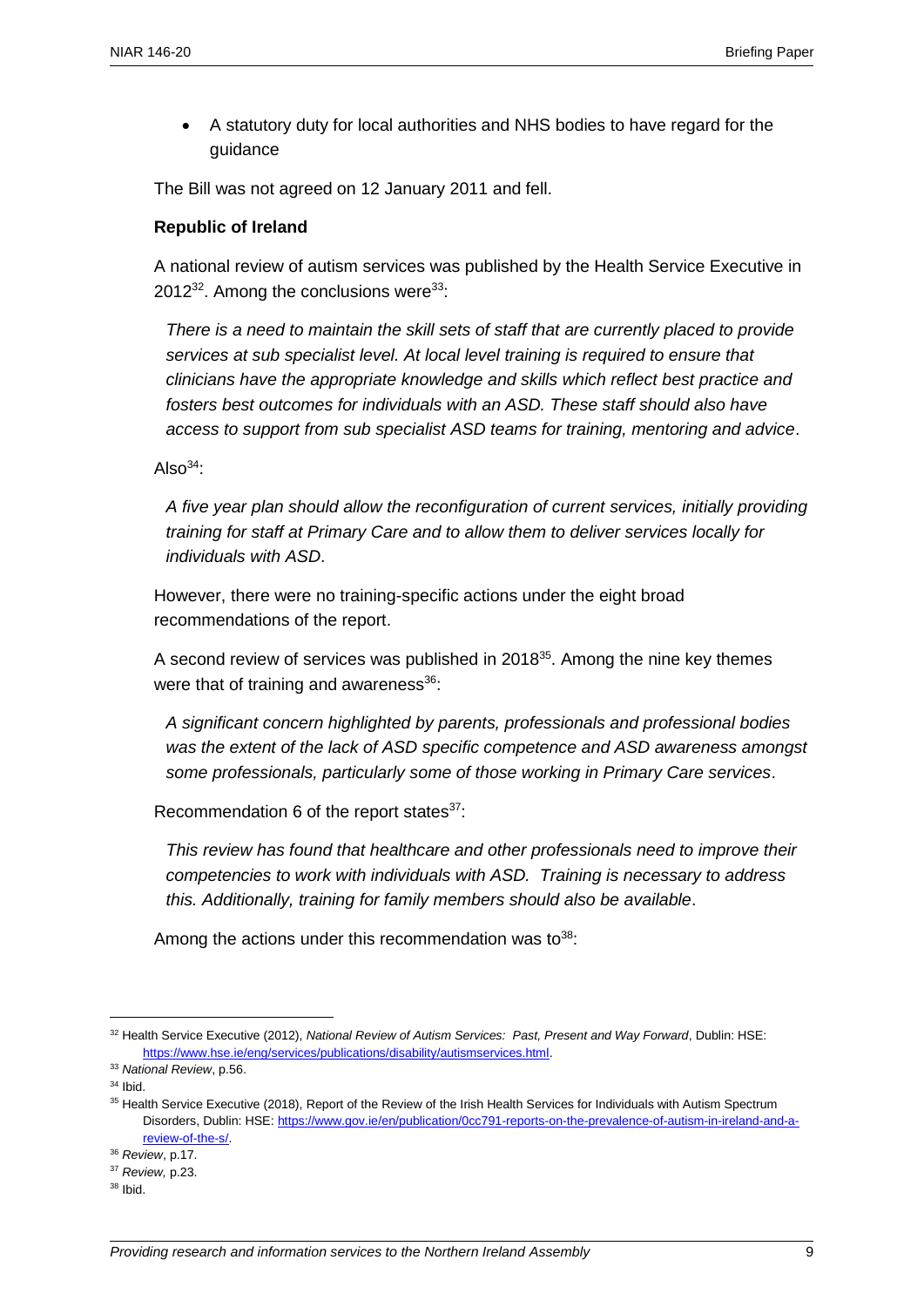- A statutory duty for local authorities and NHS bodies to have regard for the guidance

The Bill was not agreed on 12 January 2011 and fell.

**Republic of Ireland**

A national review of autism services was published by the Health Service Executive in 2012[32]. Among the conclusions were[33]:

> *There is a need to maintain the skill sets of staff that are currently placed to provide services at sub specialist level. At local level training is required to ensure that clinicians have the appropriate knowledge and skills which reflect best practice and fosters best outcomes for individuals with an ASD. These staff should also have access to support from sub specialist ASD teams for training, mentoring and advice*.

Also[34]:

> *A five year plan should allow the reconfiguration of current services, initially providing training for staff at Primary Care and to allow them to deliver services locally for individuals with ASD*.

However, there were no training-specific actions under the eight broad recommendations of the report.

A second review of services was published in 2018[35]. Among the nine key themes were that of training and awareness[36]:

> *A significant concern highlighted by parents, professionals and professional bodies was the extent of the lack of ASD specific competence and ASD awareness amongst some professionals, particularly some of those working in Primary Care services*.

Recommendation 6 of the report states[37]:

> *This review has found that healthcare and other professionals need to improve their competencies to work with individuals with ASD. Training is necessary to address this. Additionally, training for family members should also be available*.

Among the actions under this recommendation was to[38]:

---

[32] Health Service Executive (2012), *National Review of Autism Services: Past, Present and Way Forward*, Dublin: HSE: https://www.hse.ie/eng/services/publications/disability/autismservices.html.

[33] *National Review*, p.56.

[34] Ibid.

[35] Health Service Executive (2018), Report of the Review of the Irish Health Services for Individuals with Autism Spectrum Disorders, Dublin: HSE: https://www.gov.ie/en/publication/0cc791-reports-on-the-prevalence-of-autism-in-ireland-and-a-review-of-the-s/.

[36] *Review*, p.17.

[37] *Review,* p.23.

[38] Ibid.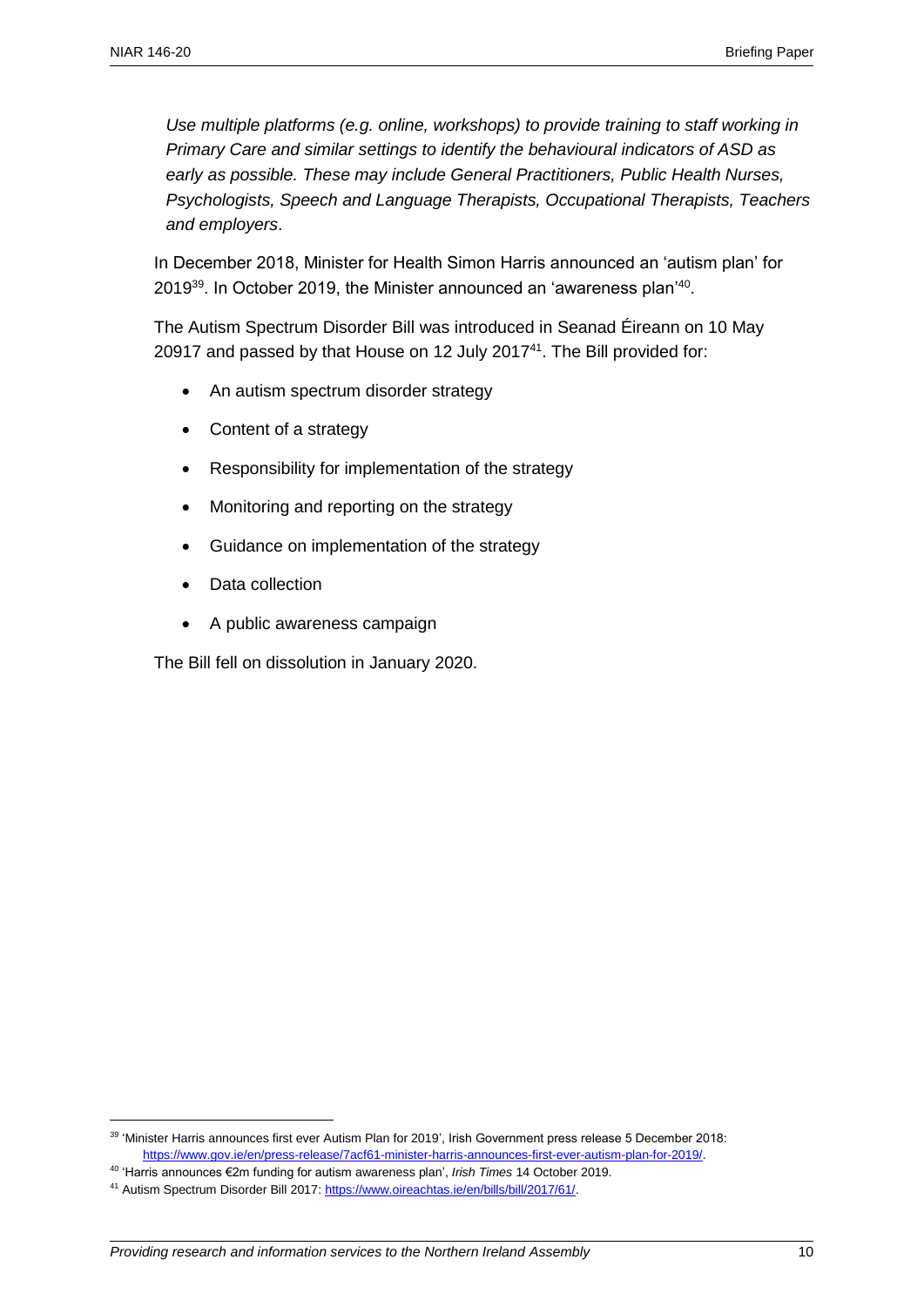*Use multiple platforms (e.g. online, workshops) to provide training to staff working in Primary Care and similar settings to identify the behavioural indicators of ASD as early as possible. These may include General Practitioners, Public Health Nurses, Psychologists, Speech and Language Therapists, Occupational Therapists, Teachers and employers*.

In December 2018, Minister for Health Simon Harris announced an 'autism plan' for 2019[39]. In October 2019, the Minister announced an 'awareness plan'[40].

The Autism Spectrum Disorder Bill was introduced in Seanad Éireann on 10 May 20917 and passed by that House on 12 July 2017[41]. The Bill provided for:

- An autism spectrum disorder strategy
- Content of a strategy
- Responsibility for implementation of the strategy
- Monitoring and reporting on the strategy
- Guidance on implementation of the strategy
- Data collection
- A public awareness campaign

The Bill fell on dissolution in January 2020.

---

[39] 'Minister Harris announces first ever Autism Plan for 2019', Irish Government press release 5 December 2018: https://www.gov.ie/en/press-release/7acf61-minister-harris-announces-first-ever-autism-plan-for-2019/.

[40] 'Harris announces €2m funding for autism awareness plan', *Irish Times* 14 October 2019.

[41] Autism Spectrum Disorder Bill 2017: https://www.oireachtas.ie/en/bills/bill/2017/61/.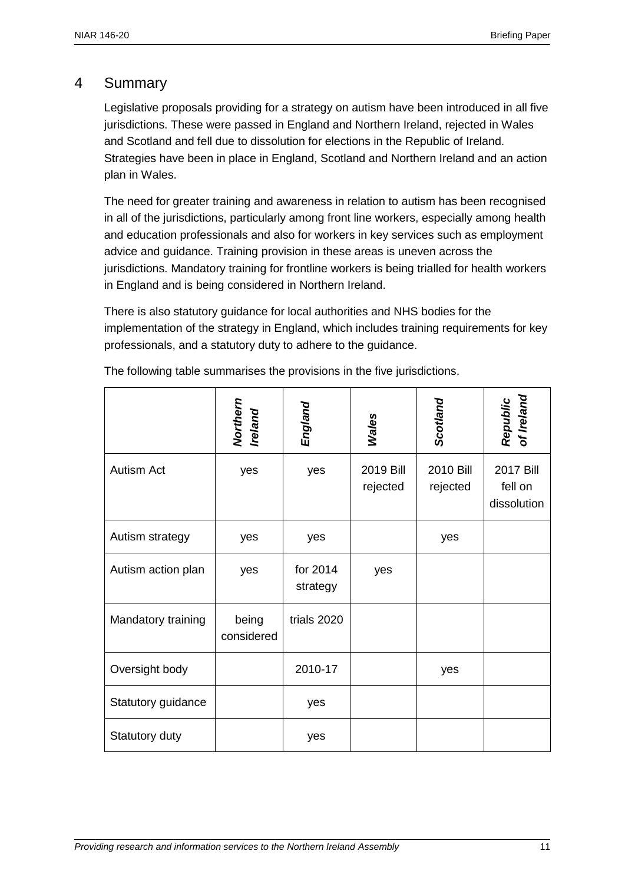# 4 Summary

Legislative proposals providing for a strategy on autism have been introduced in all five jurisdictions. These were passed in England and Northern Ireland, rejected in Wales and Scotland and fell due to dissolution for elections in the Republic of Ireland. Strategies have been in place in England, Scotland and Northern Ireland and an action plan in Wales.

The need for greater training and awareness in relation to autism has been recognised in all of the jurisdictions, particularly among front line workers, especially among health and education professionals and also for workers in key services such as employment advice and guidance. Training provision in these areas is uneven across the jurisdictions. Mandatory training for frontline workers is being trialled for health workers in England and is being considered in Northern Ireland.

There is also statutory guidance for local authorities and NHS bodies for the implementation of the strategy in England, which includes training requirements for key professionals, and a statutory duty to adhere to the guidance.

The following table summarises the provisions in the five jurisdictions.

| | ***Northern Ireland*** | ***England*** | ***Wales*** | ***Scotland*** | ***Republic of Ireland*** |
|---|---|---|---|---|---|
| Autism Act | yes | yes | 2019 Bill rejected | 2010 Bill rejected | 2017 Bill fell on dissolution |
| Autism strategy | yes | yes | | yes | |
| Autism action plan | yes | for 2014 strategy | yes | | |
| Mandatory training | being considered | trials 2020 | | | |
| Oversight body | | 2010-17 | | yes | |
| Statutory guidance | | yes | | | |
| Statutory duty | | yes | | | |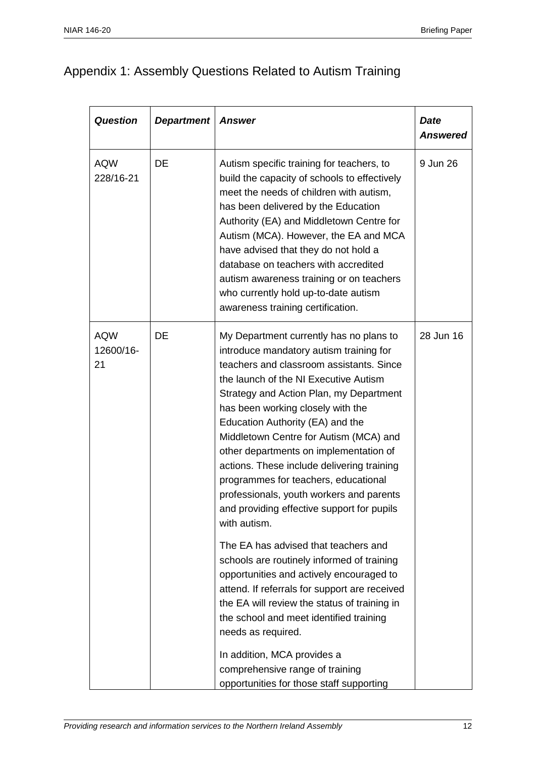## Appendix 1: Assembly Questions Related to Autism Training

| *Question* | *Department* | *Answer* | *Date Answered* |
|---|---|---|---|
| AQW 228/16-21 | DE | Autism specific training for teachers, to build the capacity of schools to effectively meet the needs of children with autism, has been delivered by the Education Authority (EA) and Middletown Centre for Autism (MCA). However, the EA and MCA have advised that they do not hold a database on teachers with accredited autism awareness training or on teachers who currently hold up-to-date autism awareness training certification. | 9 Jun 26 |
| AQW 12600/16-21 | DE | My Department currently has no plans to introduce mandatory autism training for teachers and classroom assistants. Since the launch of the NI Executive Autism Strategy and Action Plan, my Department has been working closely with the Education Authority (EA) and the Middletown Centre for Autism (MCA) and other departments on implementation of actions. These include delivering training programmes for teachers, educational professionals, youth workers and parents and providing effective support for pupils with autism.<br><br>The EA has advised that teachers and schools are routinely informed of training opportunities and actively encouraged to attend. If referrals for support are received the EA will review the status of training in the school and meet identified training needs as required.<br><br>In addition, MCA provides a comprehensive range of training opportunities for those staff supporting | 28 Jun 16 |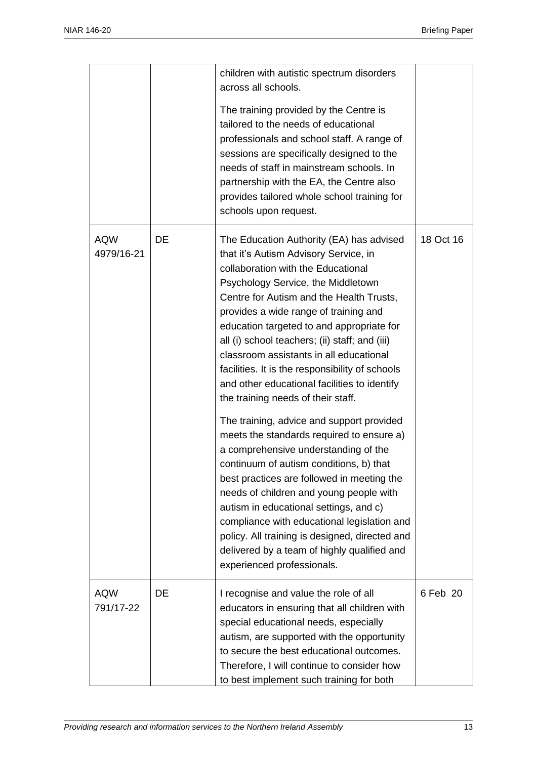| | | | |
|---|---|---|---|
| | | children with autistic spectrum disorders across all schools.<br><br>The training provided by the Centre is tailored to the needs of educational professionals and school staff. A range of sessions are specifically designed to the needs of staff in mainstream schools. In partnership with the EA, the Centre also provides tailored whole school training for schools upon request. | |
| AQW 4979/16-21 | DE | The Education Authority (EA) has advised that it's Autism Advisory Service, in collaboration with the Educational Psychology Service, the Middletown Centre for Autism and the Health Trusts, provides a wide range of training and education targeted to and appropriate for all (i) school teachers; (ii) staff; and (iii) classroom assistants in all educational facilities. It is the responsibility of schools and other educational facilities to identify the training needs of their staff.<br><br>The training, advice and support provided meets the standards required to ensure a) a comprehensive understanding of the continuum of autism conditions, b) that best practices are followed in meeting the needs of children and young people with autism in educational settings, and c) compliance with educational legislation and policy. All training is designed, directed and delivered by a team of highly qualified and experienced professionals. | 18 Oct 16 |
| AQW 791/17-22 | DE | I recognise and value the role of all educators in ensuring that all children with special educational needs, especially autism, are supported with the opportunity to secure the best educational outcomes. Therefore, I will continue to consider how to best implement such training for both | 6 Feb 20 |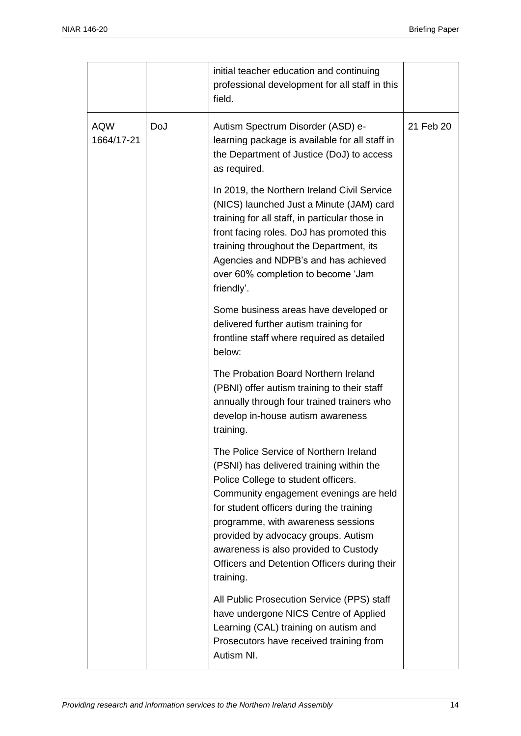|  |  |  |  |
|---|---|---|---|
|  |  | initial teacher education and continuing professional development for all staff in this field. |  |
| AQW 1664/17-21 | DoJ | Autism Spectrum Disorder (ASD) e-learning package is available for all staff in the Department of Justice (DoJ) to access as required.<br><br>In 2019, the Northern Ireland Civil Service (NICS) launched Just a Minute (JAM) card training for all staff, in particular those in front facing roles. DoJ has promoted this training throughout the Department, its Agencies and NDPB's and has achieved over 60% completion to become 'Jam friendly'.<br><br>Some business areas have developed or delivered further autism training for frontline staff where required as detailed below:<br><br>The Probation Board Northern Ireland (PBNI) offer autism training to their staff annually through four trained trainers who develop in-house autism awareness training.<br><br>The Police Service of Northern Ireland (PSNI) has delivered training within the Police College to student officers. Community engagement evenings are held for student officers during the training programme, with awareness sessions provided by advocacy groups. Autism awareness is also provided to Custody Officers and Detention Officers during their training.<br><br>All Public Prosecution Service (PPS) staff have undergone NICS Centre of Applied Learning (CAL) training on autism and Prosecutors have received training from Autism NI. | 21 Feb 20 |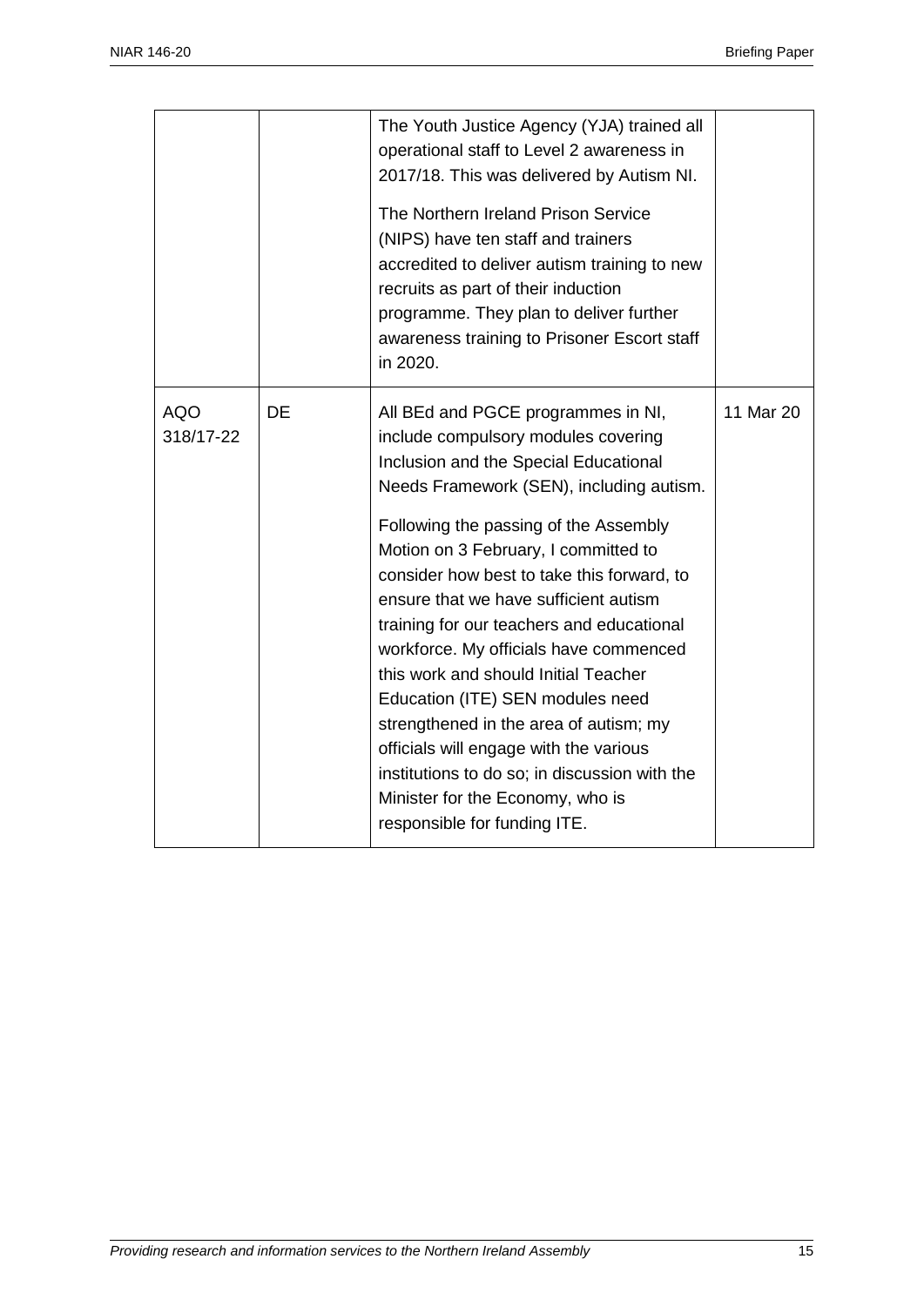| | | | |
|---|---|---|---|
| | | The Youth Justice Agency (YJA) trained all operational staff to Level 2 awareness in 2017/18. This was delivered by Autism NI.<br><br>The Northern Ireland Prison Service (NIPS) have ten staff and trainers accredited to deliver autism training to new recruits as part of their induction programme. They plan to deliver further awareness training to Prisoner Escort staff in 2020. | |
| AQO 318/17-22 | DE | All BEd and PGCE programmes in NI, include compulsory modules covering Inclusion and the Special Educational Needs Framework (SEN), including autism.<br><br>Following the passing of the Assembly Motion on 3 February, I committed to consider how best to take this forward, to ensure that we have sufficient autism training for our teachers and educational workforce. My officials have commenced this work and should Initial Teacher Education (ITE) SEN modules need strengthened in the area of autism; my officials will engage with the various institutions to do so; in discussion with the Minister for the Economy, who is responsible for funding ITE. | 11 Mar 20 |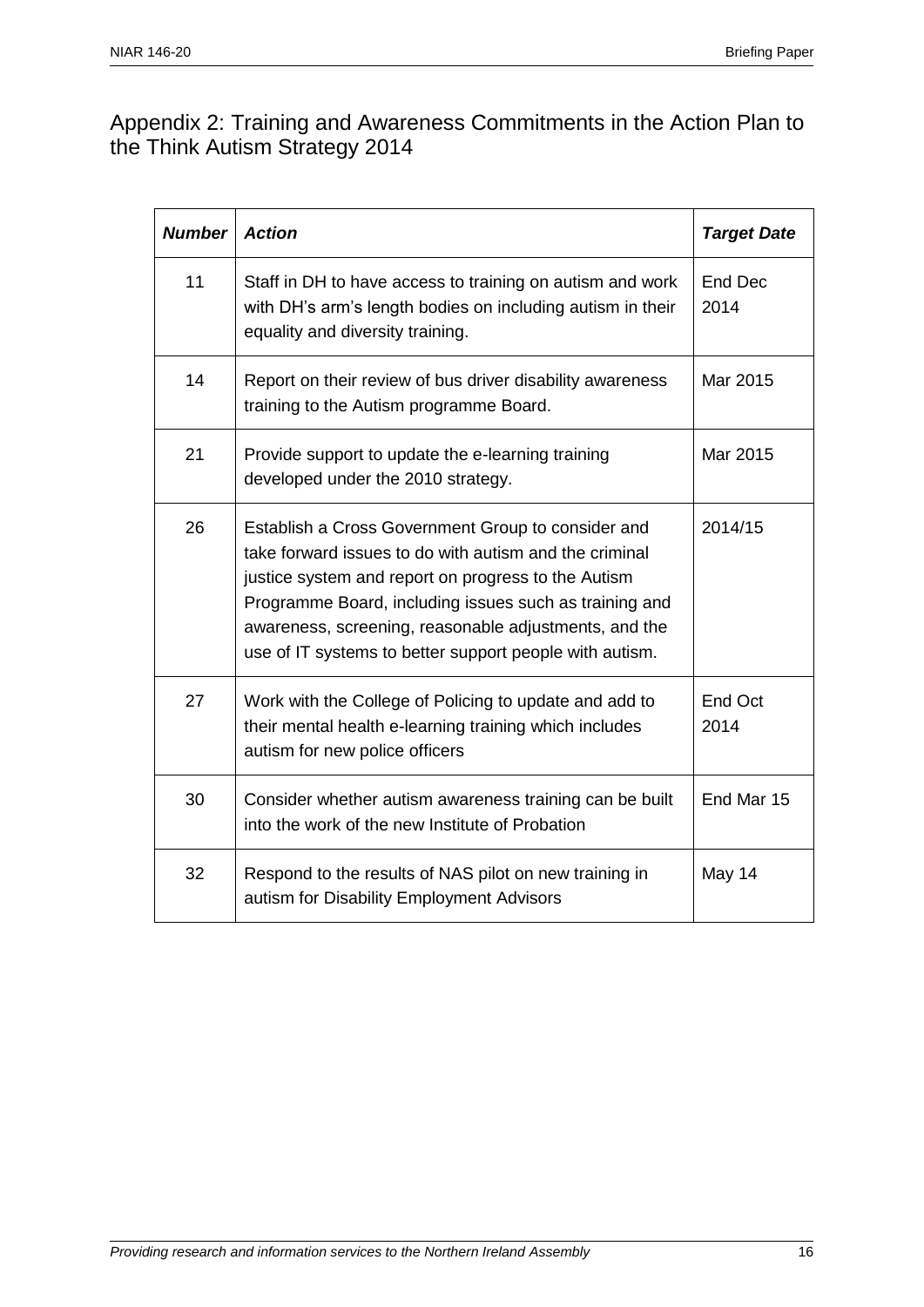## Appendix 2: Training and Awareness Commitments in the Action Plan to the Think Autism Strategy 2014

| ***Number*** | ***Action*** | ***Target Date*** |
|---|---|---|
| 11 | Staff in DH to have access to training on autism and work with DH's arm's length bodies on including autism in their equality and diversity training. | End Dec 2014 |
| 14 | Report on their review of bus driver disability awareness training to the Autism programme Board. | Mar 2015 |
| 21 | Provide support to update the e-learning training developed under the 2010 strategy. | Mar 2015 |
| 26 | Establish a Cross Government Group to consider and take forward issues to do with autism and the criminal justice system and report on progress to the Autism Programme Board, including issues such as training and awareness, screening, reasonable adjustments, and the use of IT systems to better support people with autism. | 2014/15 |
| 27 | Work with the College of Policing to update and add to their mental health e-learning training which includes autism for new police officers | End Oct 2014 |
| 30 | Consider whether autism awareness training can be built into the work of the new Institute of Probation | End Mar 15 |
| 32 | Respond to the results of NAS pilot on new training in autism for Disability Employment Advisors | May 14 |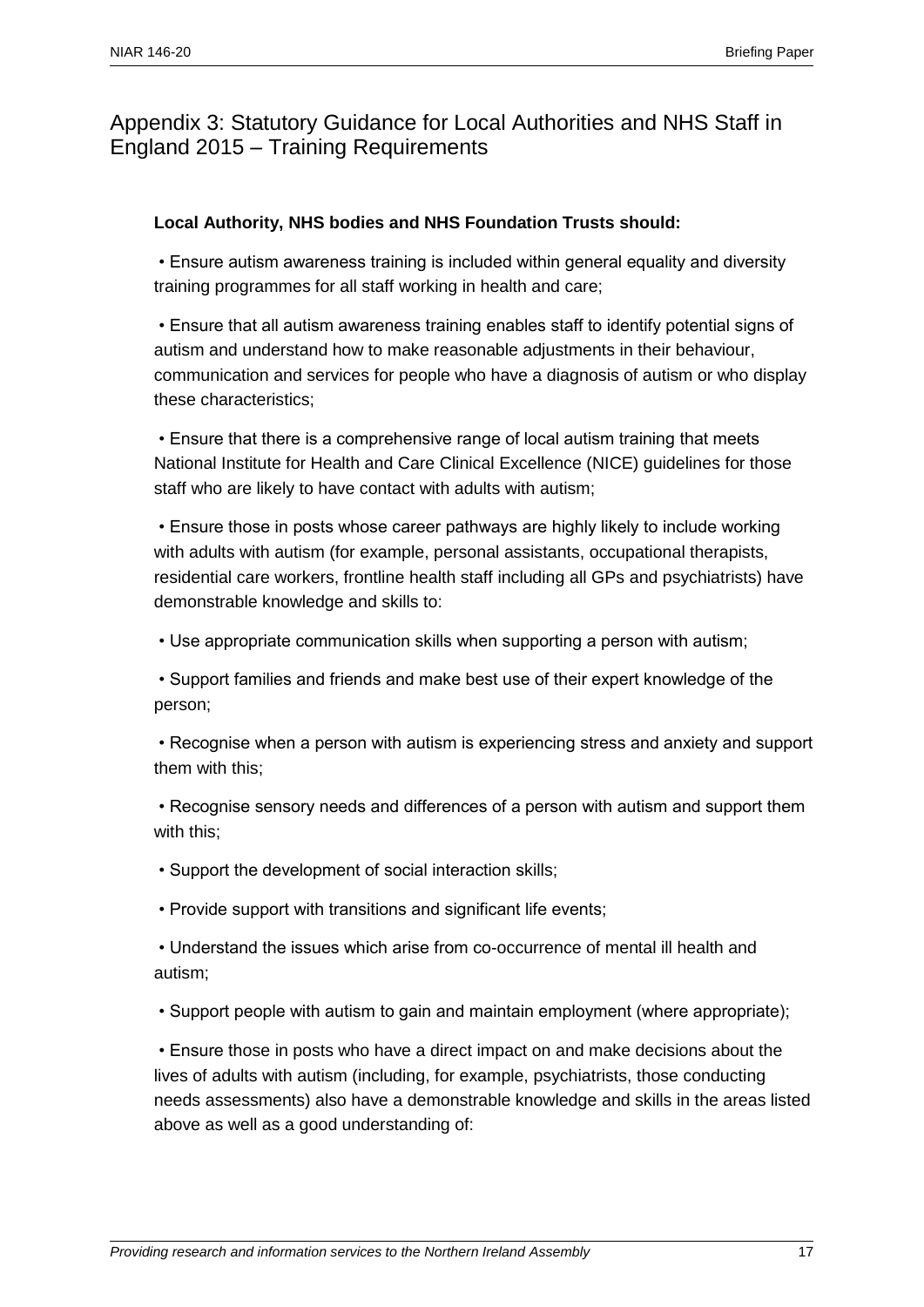## Appendix 3: Statutory Guidance for Local Authorities and NHS Staff in England 2015 – Training Requirements

**Local Authority, NHS bodies and NHS Foundation Trusts should:**

- Ensure autism awareness training is included within general equality and diversity training programmes for all staff working in health and care;

- Ensure that all autism awareness training enables staff to identify potential signs of autism and understand how to make reasonable adjustments in their behaviour, communication and services for people who have a diagnosis of autism or who display these characteristics;

- Ensure that there is a comprehensive range of local autism training that meets National Institute for Health and Care Clinical Excellence (NICE) guidelines for those staff who are likely to have contact with adults with autism;

- Ensure those in posts whose career pathways are highly likely to include working with adults with autism (for example, personal assistants, occupational therapists, residential care workers, frontline health staff including all GPs and psychiatrists) have demonstrable knowledge and skills to:

- Use appropriate communication skills when supporting a person with autism;

- Support families and friends and make best use of their expert knowledge of the person;

- Recognise when a person with autism is experiencing stress and anxiety and support them with this;

- Recognise sensory needs and differences of a person with autism and support them with this;

- Support the development of social interaction skills;

- Provide support with transitions and significant life events;

- Understand the issues which arise from co-occurrence of mental ill health and autism;

- Support people with autism to gain and maintain employment (where appropriate);

- Ensure those in posts who have a direct impact on and make decisions about the lives of adults with autism (including, for example, psychiatrists, those conducting needs assessments) also have a demonstrable knowledge and skills in the areas listed above as well as a good understanding of: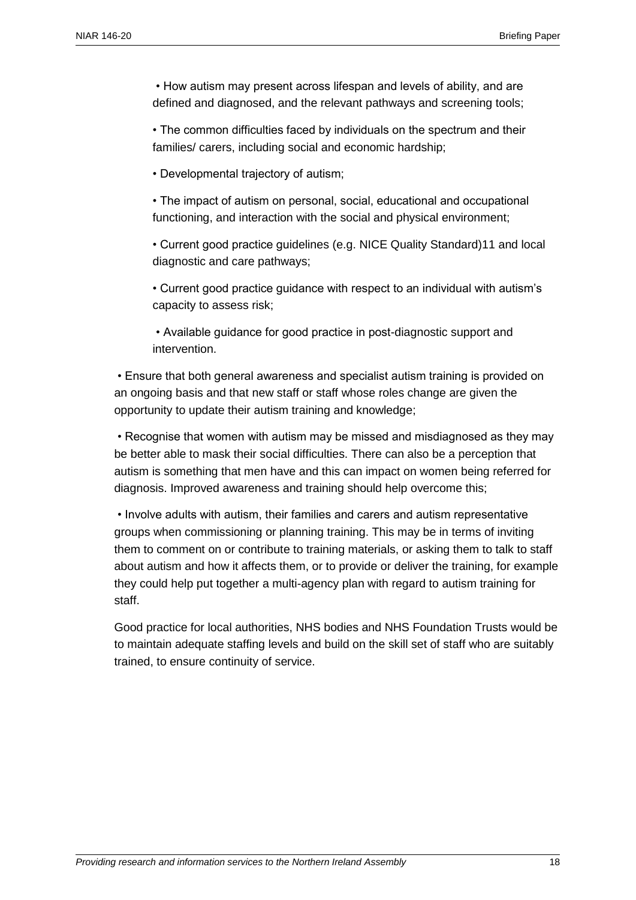- How autism may present across lifespan and levels of ability, and are defined and diagnosed, and the relevant pathways and screening tools;
- The common difficulties faced by individuals on the spectrum and their families/ carers, including social and economic hardship;
- Developmental trajectory of autism;
- The impact of autism on personal, social, educational and occupational functioning, and interaction with the social and physical environment;
- Current good practice guidelines (e.g. NICE Quality Standard)11 and local diagnostic and care pathways;
- Current good practice guidance with respect to an individual with autism's capacity to assess risk;
- Available guidance for good practice in post-diagnostic support and intervention.

- Ensure that both general awareness and specialist autism training is provided on an ongoing basis and that new staff or staff whose roles change are given the opportunity to update their autism training and knowledge;
- Recognise that women with autism may be missed and misdiagnosed as they may be better able to mask their social difficulties. There can also be a perception that autism is something that men have and this can impact on women being referred for diagnosis. Improved awareness and training should help overcome this;
- Involve adults with autism, their families and carers and autism representative groups when commissioning or planning training. This may be in terms of inviting them to comment on or contribute to training materials, or asking them to talk to staff about autism and how it affects them, or to provide or deliver the training, for example they could help put together a multi-agency plan with regard to autism training for staff.

Good practice for local authorities, NHS bodies and NHS Foundation Trusts would be to maintain adequate staffing levels and build on the skill set of staff who are suitably trained, to ensure continuity of service.